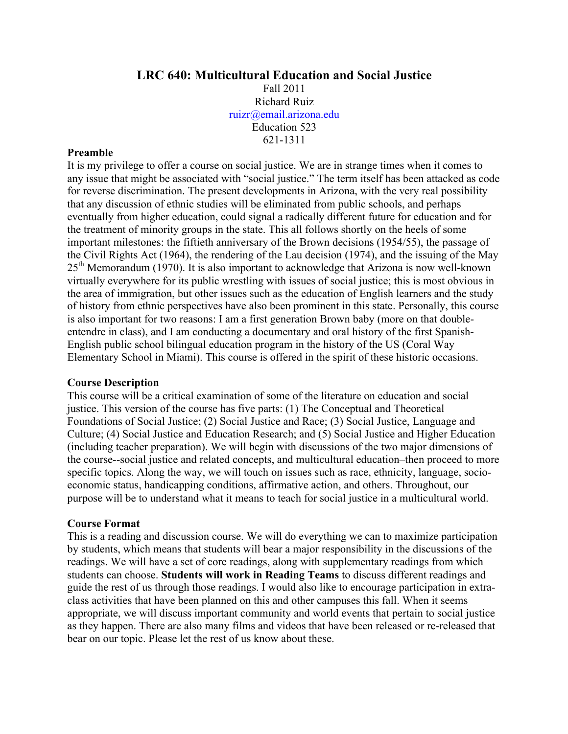# LRC 640: Multicultural Education and Social Justice

Fall 2011
Richard Ruiz
ruizr@email.arizona.edu
Education 523
621-1311

## Preamble

It is my privilege to offer a course on social justice. We are in strange times when it comes to any issue that might be associated with "social justice." The term itself has been attacked as code for reverse discrimination. The present developments in Arizona, with the very real possibility that any discussion of ethnic studies will be eliminated from public schools, and perhaps eventually from higher education, could signal a radically different future for education and for the treatment of minority groups in the state. This all follows shortly on the heels of some important milestones: the fiftieth anniversary of the Brown decisions (1954/55), the passage of the Civil Rights Act (1964), the rendering of the Lau decision (1974), and the issuing of the May 25th Memorandum (1970). It is also important to acknowledge that Arizona is now well-known virtually everywhere for its public wrestling with issues of social justice; this is most obvious in the area of immigration, but other issues such as the education of English learners and the study of history from ethnic perspectives have also been prominent in this state. Personally, this course is also important for two reasons: I am a first generation Brown baby (more on that double-entendre in class), and I am conducting a documentary and oral history of the first Spanish-English public school bilingual education program in the history of the US (Coral Way Elementary School in Miami). This course is offered in the spirit of these historic occasions.

## Course Description

This course will be a critical examination of some of the literature on education and social justice. This version of the course has five parts: (1) The Conceptual and Theoretical Foundations of Social Justice; (2) Social Justice and Race; (3) Social Justice, Language and Culture; (4) Social Justice and Education Research; and (5) Social Justice and Higher Education (including teacher preparation). We will begin with discussions of the two major dimensions of the course--social justice and related concepts, and multicultural education–then proceed to more specific topics. Along the way, we will touch on issues such as race, ethnicity, language, socio-economic status, handicapping conditions, affirmative action, and others. Throughout, our purpose will be to understand what it means to teach for social justice in a multicultural world.

## Course Format

This is a reading and discussion course. We will do everything we can to maximize participation by students, which means that students will bear a major responsibility in the discussions of the readings. We will have a set of core readings, along with supplementary readings from which students can choose. **Students will work in Reading Teams** to discuss different readings and guide the rest of us through those readings. I would also like to encourage participation in extra-class activities that have been planned on this and other campuses this fall. When it seems appropriate, we will discuss important community and world events that pertain to social justice as they happen. There are also many films and videos that have been released or re-released that bear on our topic. Please let the rest of us know about these.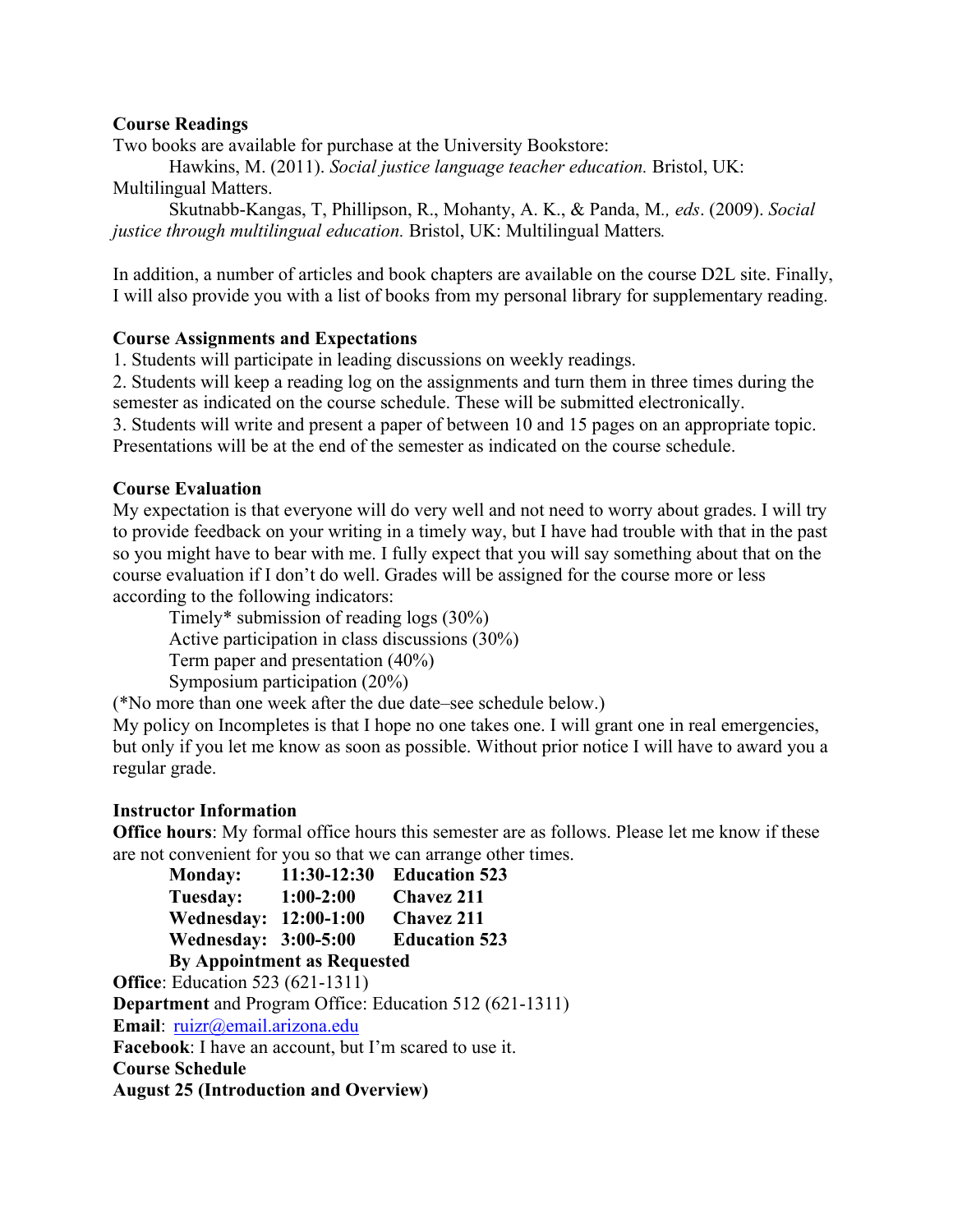**Course Readings**

Two books are available for purchase at the University Bookstore:

Hawkins, M. (2011). *Social justice language teacher education.* Bristol, UK: Multilingual Matters.

Skutnabb-Kangas, T, Phillipson, R., Mohanty, A. K., & Panda, M.*, eds*. (2009). *Social justice through multilingual education.* Bristol, UK: Multilingual Matters*.*

In addition, a number of articles and book chapters are available on the course D2L site. Finally, I will also provide you with a list of books from my personal library for supplementary reading.

**Course Assignments and Expectations**

1. Students will participate in leading discussions on weekly readings.
2. Students will keep a reading log on the assignments and turn them in three times during the semester as indicated on the course schedule. These will be submitted electronically.
3. Students will write and present a paper of between 10 and 15 pages on an appropriate topic. Presentations will be at the end of the semester as indicated on the course schedule.

**Course Evaluation**

My expectation is that everyone will do very well and not need to worry about grades. I will try to provide feedback on your writing in a timely way, but I have had trouble with that in the past so you might have to bear with me. I fully expect that you will say something about that on the course evaluation if I don't do well. Grades will be assigned for the course more or less according to the following indicators:

Timely* submission of reading logs (30%)
Active participation in class discussions (30%)
Term paper and presentation (40%)
Symposium participation (20%)

(*No more than one week after the due date–see schedule below.)

My policy on Incompletes is that I hope no one takes one. I will grant one in real emergencies, but only if you let me know as soon as possible. Without prior notice I will have to award you a regular grade.

**Instructor Information**

**Office hours**: My formal office hours this semester are as follows. Please let me know if these are not convenient for you so that we can arrange other times.

**Monday: 11:30-12:30 Education 523**
**Tuesday: 1:00-2:00 Chavez 211**
**Wednesday: 12:00-1:00 Chavez 211**
**Wednesday: 3:00-5:00 Education 523**
**By Appointment as Requested**

**Office**: Education 523 (621-1311)
**Department** and Program Office: Education 512 (621-1311)
**Email**: ruizr@email.arizona.edu
**Facebook**: I have an account, but I'm scared to use it.

**Course Schedule**

**August 25 (Introduction and Overview)**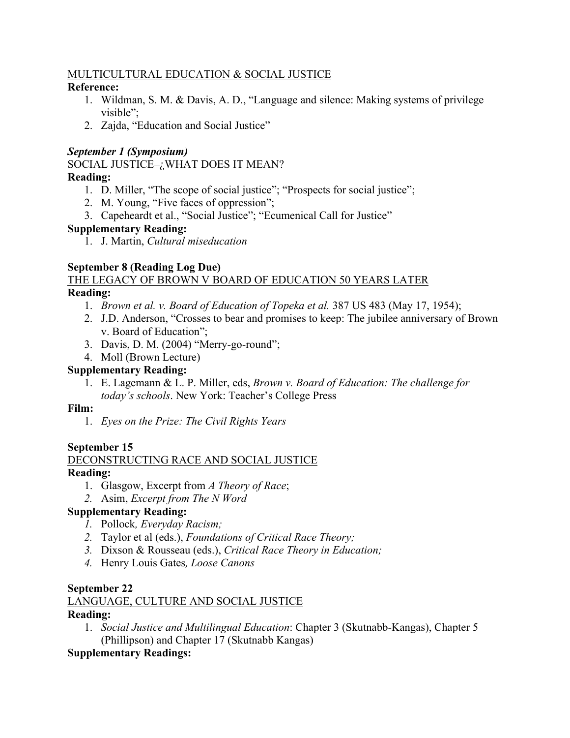<u>MULTICULTURAL EDUCATION & SOCIAL JUSTICE</u>

**Reference:**

1. Wildman, S. M. & Davis, A. D., "Language and silence: Making systems of privilege visible";
2. Zajda, "Education and Social Justice"

***September 1 (Symposium)***

<u>SOCIAL JUSTICE–¿WHAT DOES IT MEAN?</u>

**Reading:**

1. D. Miller, "The scope of social justice"; "Prospects for social justice";
2. M. Young, "Five faces of oppression";
3. Capeheardt et al., "Social Justice"; "Ecumenical Call for Justice"

**Supplementary Reading:**

1. J. Martin, *Cultural miseducation*

**September 8 (Reading Log Due)**

<u>THE LEGACY OF BROWN V BOARD OF EDUCATION 50 YEARS LATER</u>

**Reading:**

1. *Brown et al. v. Board of Education of Topeka et al.* 387 US 483 (May 17, 1954);
2. J.D. Anderson, "Crosses to bear and promises to keep: The jubilee anniversary of Brown v. Board of Education";
3. Davis, D. M. (2004) "Merry-go-round";
4. Moll (Brown Lecture)

**Supplementary Reading:**

1. E. Lagemann & L. P. Miller, eds, *Brown v. Board of Education: The challenge for today's schools*. New York: Teacher's College Press

**Film:**

1. *Eyes on the Prize: The Civil Rights Years*

**September 15**

<u>DECONSTRUCTING RACE AND SOCIAL JUSTICE</u>

**Reading:**

1. Glasgow, Excerpt from *A Theory of Race*;
2. Asim, *Excerpt from The N Word*

**Supplementary Reading:**

1. Pollock*, Everyday Racism;*
2. Taylor et al (eds.), *Foundations of Critical Race Theory;*
3. Dixson & Rousseau (eds.), *Critical Race Theory in Education;*
4. Henry Louis Gates*, Loose Canons*

**September 22**

<u>LANGUAGE, CULTURE AND SOCIAL JUSTICE</u>

**Reading:**

1. *Social Justice and Multilingual Education*: Chapter 3 (Skutnabb-Kangas), Chapter 5 (Phillipson) and Chapter 17 (Skutnabb Kangas)

**Supplementary Readings:**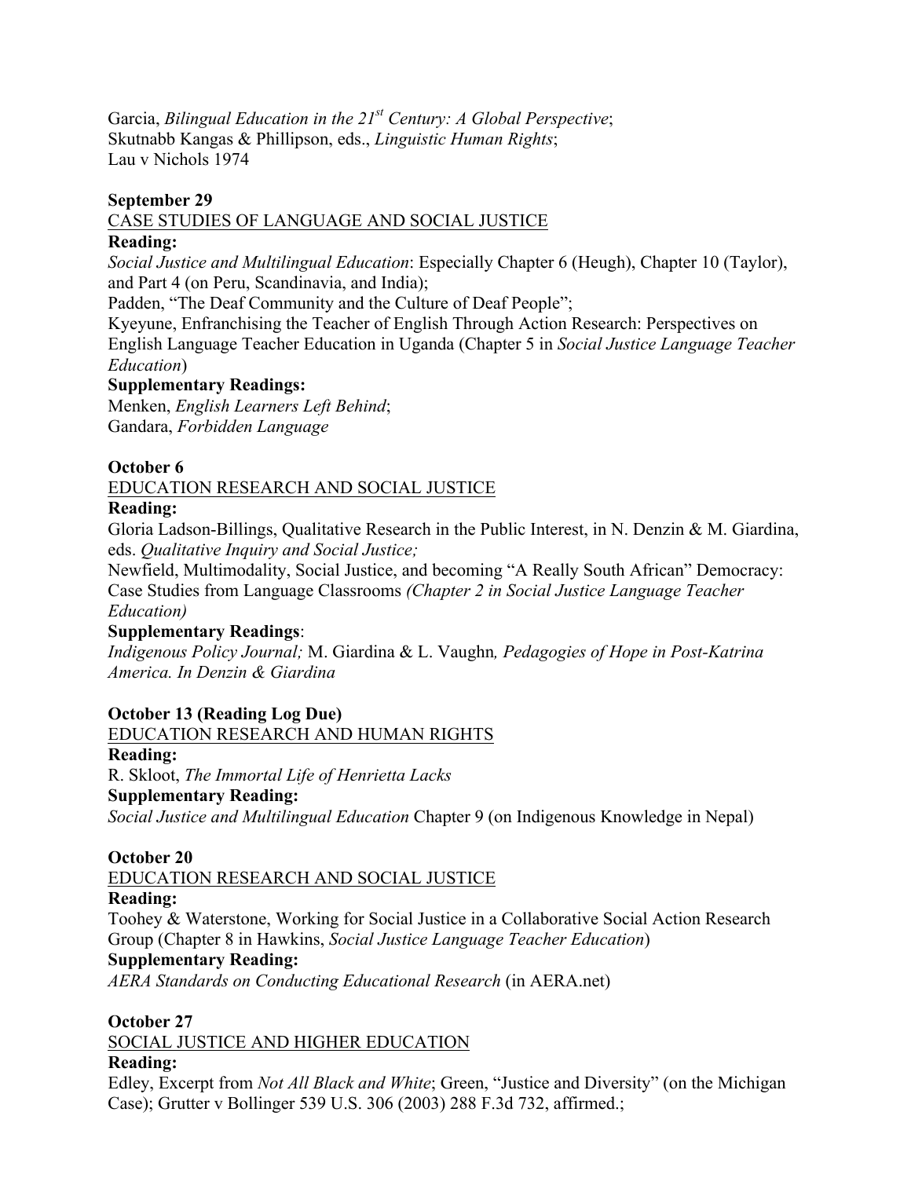Garcia, *Bilingual Education in the 21st Century: A Global Perspective*;
Skutnabb Kangas & Phillipson, eds., *Linguistic Human Rights*;
Lau v Nichols 1974

**September 29**

CASE STUDIES OF LANGUAGE AND SOCIAL JUSTICE

**Reading:**

*Social Justice and Multilingual Education*: Especially Chapter 6 (Heugh), Chapter 10 (Taylor), and Part 4 (on Peru, Scandinavia, and India);
Padden, "The Deaf Community and the Culture of Deaf People";
Kyeyune, Enfranchising the Teacher of English Through Action Research: Perspectives on English Language Teacher Education in Uganda (Chapter 5 in *Social Justice Language Teacher Education*)

**Supplementary Readings:**

Menken, *English Learners Left Behind*;
Gandara, *Forbidden Language*

**October 6**

EDUCATION RESEARCH AND SOCIAL JUSTICE

**Reading:**

Gloria Ladson-Billings, Qualitative Research in the Public Interest, in N. Denzin & M. Giardina, eds. *Qualitative Inquiry and Social Justice;*
Newfield, Multimodality, Social Justice, and becoming "A Really South African" Democracy: Case Studies from Language Classrooms *(Chapter 2 in Social Justice Language Teacher Education)*

**Supplementary Readings**:

*Indigenous Policy Journal;* M. Giardina & L. Vaughn*, Pedagogies of Hope in Post-Katrina America. In Denzin & Giardina*

**October 13 (Reading Log Due)**

EDUCATION RESEARCH AND HUMAN RIGHTS

**Reading:**

R. Skloot, *The Immortal Life of Henrietta Lacks*

**Supplementary Reading:**

*Social Justice and Multilingual Education* Chapter 9 (on Indigenous Knowledge in Nepal)

**October 20**

EDUCATION RESEARCH AND SOCIAL JUSTICE

**Reading:**

Toohey & Waterstone, Working for Social Justice in a Collaborative Social Action Research Group (Chapter 8 in Hawkins, *Social Justice Language Teacher Education*)

**Supplementary Reading:**

*AERA Standards on Conducting Educational Research* (in AERA.net)

**October 27**

SOCIAL JUSTICE AND HIGHER EDUCATION

**Reading:**

Edley, Excerpt from *Not All Black and White*; Green, "Justice and Diversity" (on the Michigan Case); Grutter v Bollinger 539 U.S. 306 (2003) 288 F.3d 732, affirmed.;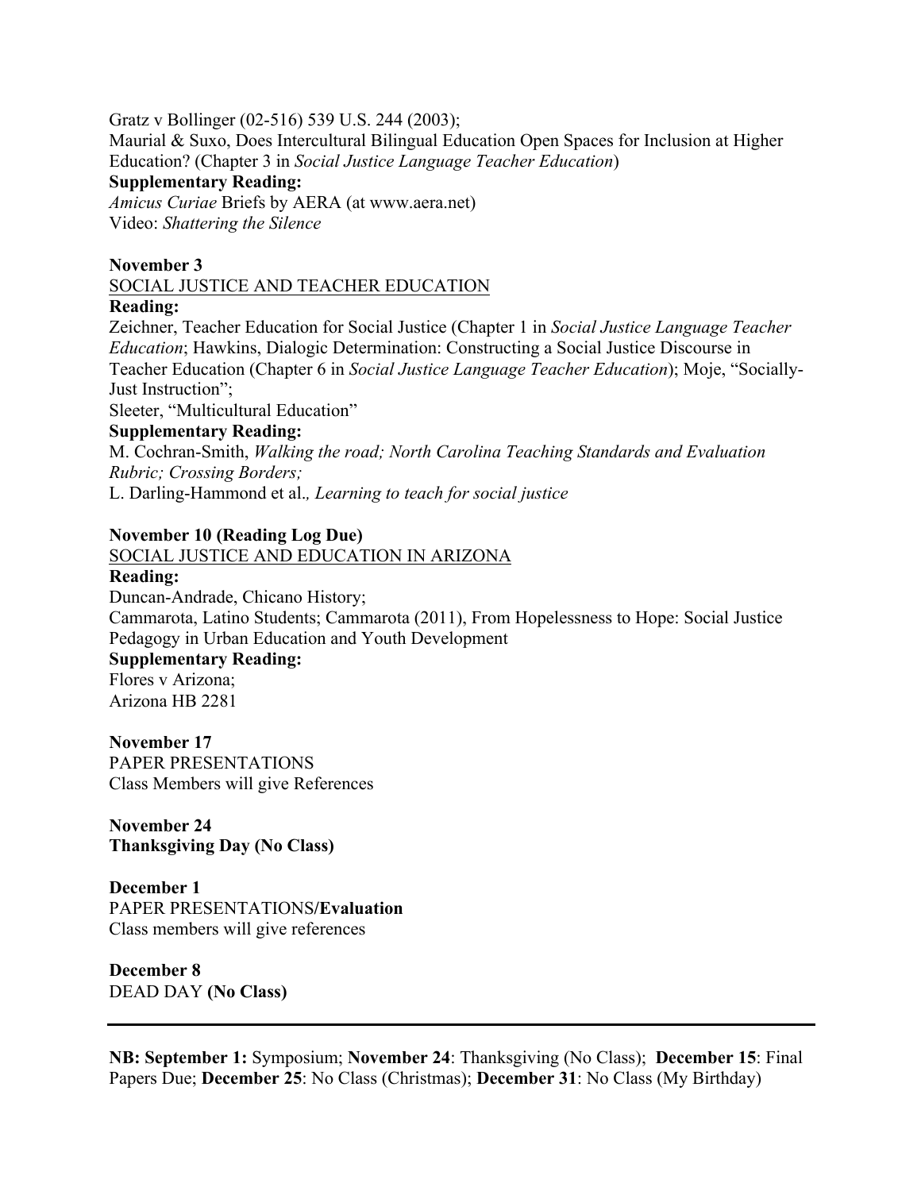Gratz v Bollinger (02-516) 539 U.S. 244 (2003);
Maurial & Suxo, Does Intercultural Bilingual Education Open Spaces for Inclusion at Higher Education? (Chapter 3 in *Social Justice Language Teacher Education*)

**Supplementary Reading:**

*Amicus Curiae* Briefs by AERA (at www.aera.net)
Video: *Shattering the Silence*

**November 3**

<u>SOCIAL JUSTICE AND TEACHER EDUCATION</u>

**Reading:**

Zeichner, Teacher Education for Social Justice (Chapter 1 in *Social Justice Language Teacher Education*; Hawkins, Dialogic Determination: Constructing a Social Justice Discourse in Teacher Education (Chapter 6 in *Social Justice Language Teacher Education*); Moje, "Socially-Just Instruction";
Sleeter, "Multicultural Education"

**Supplementary Reading:**

M. Cochran-Smith, *Walking the road; North Carolina Teaching Standards and Evaluation Rubric; Crossing Borders;*
L. Darling-Hammond et al*., Learning to teach for social justice*

**November 10 (Reading Log Due)**

<u>SOCIAL JUSTICE AND EDUCATION IN ARIZONA</u>

**Reading:**

Duncan-Andrade, Chicano History;
Cammarota, Latino Students; Cammarota (2011), From Hopelessness to Hope: Social Justice Pedagogy in Urban Education and Youth Development

**Supplementary Reading:**

Flores v Arizona;
Arizona HB 2281

**November 17**

PAPER PRESENTATIONS
Class Members will give References

**November 24**
**Thanksgiving Day (No Class)**

**December 1**

PAPER PRESENTATIONS/**Evaluation**
Class members will give references

**December 8**

DEAD DAY **(No Class)**

---

**NB: September 1:** Symposium; **November 24**: Thanksgiving (No Class); **December 15**: Final Papers Due; **December 25**: No Class (Christmas); **December 31**: No Class (My Birthday)